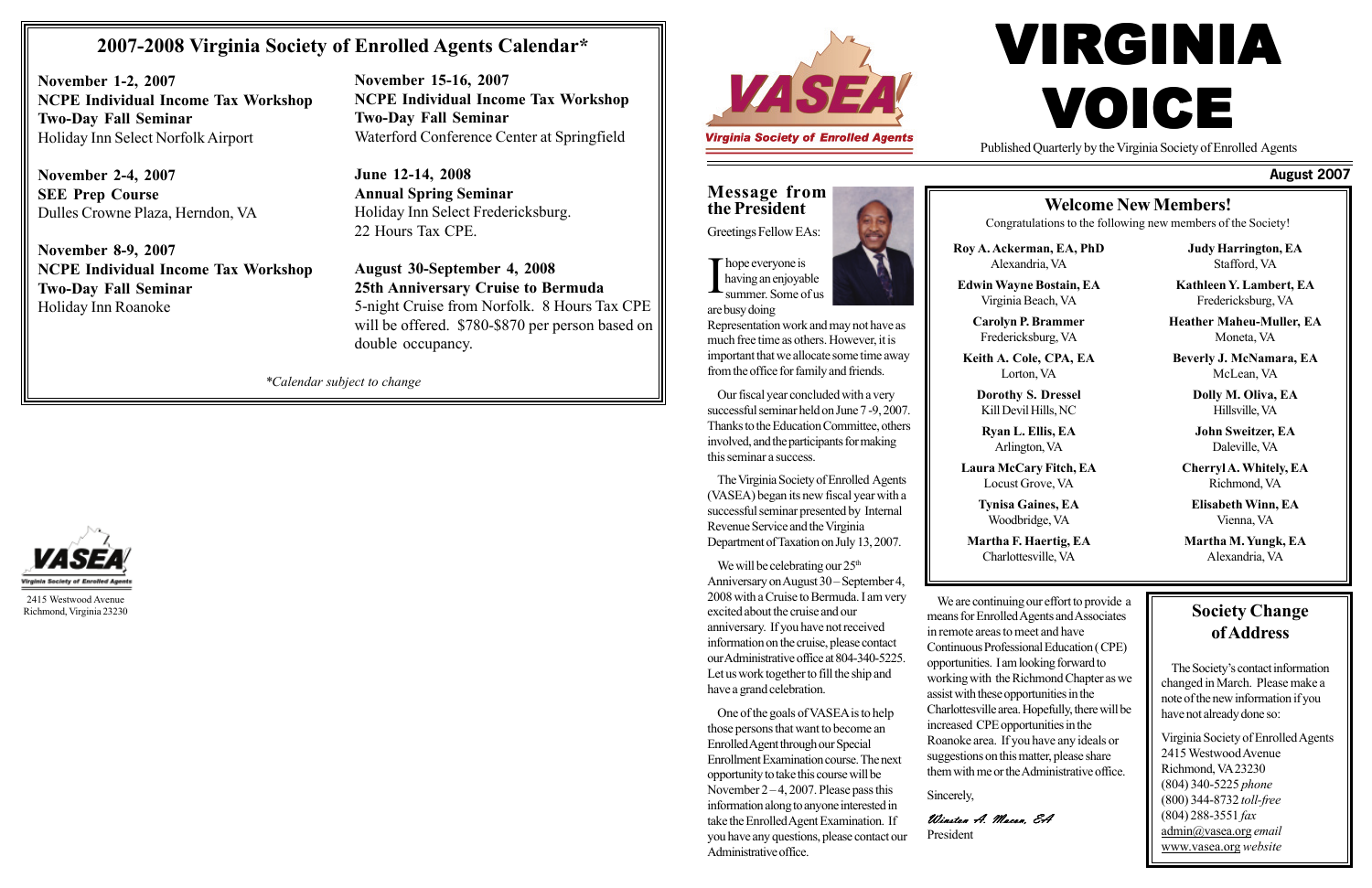## 2007-2008 Virginia Society of Enrolled Agents Calendar*

**November 1-2, 2007**
**NCPE Individual Income Tax Workshop**
**Two-Day Fall Seminar**
Holiday Inn Select Norfolk Airport

**November 2-4, 2007**
**SEE Prep Course**
Dulles Crowne Plaza, Herndon, VA

**November 8-9, 2007**
**NCPE Individual Income Tax Workshop**
**Two-Day Fall Seminar**
Holiday Inn Roanoke

**November 15-16, 2007**
**NCPE Individual Income Tax Workshop**
**Two-Day Fall Seminar**
Waterford Conference Center at Springfield

**June 12-14, 2008**
**Annual Spring Seminar**
Holiday Inn Select Fredericksburg.
22 Hours Tax CPE.

**August 30-September 4, 2008**
**25th Anniversary Cruise to Bermuda**
5-night Cruise from Norfolk. 8 Hours Tax CPE will be offered. $780-$870 per person based on double occupancy.

*\*Calendar subject to change*

VASEA
Virginia Society of Enrolled Agents
2415 Westwood Avenue
Richmond, Virginia 23230

# VIRGINIA VOICE

Published Quarterly by the Virginia Society of Enrolled Agents

**August 2007**

## Message from the President

Greetings Fellow EAs:

I hope everyone is having an enjoyable summer. Some of us are busy doing Representation work and may not have as much free time as others. However, it is important that we allocate some time away from the office for family and friends.

Our fiscal year concluded with a very successful seminar held on June 7 -9, 2007. Thanks to the Education Committee, others involved, and the participants for making this seminar a success.

The Virginia Society of Enrolled Agents (VASEA) began its new fiscal year with a successful seminar presented by Internal Revenue Service and the Virginia Department of Taxation on July 13, 2007.

We will be celebrating our 25th Anniversary on August 30 – September 4, 2008 with a Cruise to Bermuda. I am very excited about the cruise and our anniversary. If you have not received information on the cruise, please contact our Administrative office at 804-340-5225. Let us work together to fill the ship and have a grand celebration.

One of the goals of VASEA is to help those persons that want to become an Enrolled Agent through our Special Enrollment Examination course. The next opportunity to take this course will be November 2 – 4, 2007. Please pass this information along to anyone interested in take the Enrolled Agent Examination. If you have any questions, please contact our Administrative office.

We are continuing our effort to provide a means for Enrolled Agents and Associates in remote areas to meet and have Continuous Professional Education (CPE) opportunities. I am looking forward to working with the Richmond Chapter as we assist with these opportunities in the Charlottesville area. Hopefully, there will be increased CPE opportunities in the Roanoke area. If you have any ideals or suggestions on this matter, please share them with me or the Administrative office.

Sincerely,

*Winston A. Macon, EA*
President

## Welcome New Members!

Congratulations to the following new members of the Society!

**Roy A. Ackerman, EA, PhD**
Alexandria, VA

**Edwin Wayne Bostain, EA**
Virginia Beach, VA

**Carolyn P. Brammer**
Fredericksburg, VA

**Keith A. Cole, CPA, EA**
Lorton, VA

**Dorothy S. Dressel**
Kill Devil Hills, NC

**Ryan L. Ellis, EA**
Arlington, VA

**Laura McCary Fitch, EA**
Locust Grove, VA

**Tynisa Gaines, EA**
Woodbridge, VA

**Martha F. Haertig, EA**
Charlottesville, VA

**Judy Harrington, EA**
Stafford, VA

**Kathleen Y. Lambert, EA**
Fredericksburg, VA

**Heather Maheu-Muller, EA**
Moneta, VA

**Beverly J. McNamara, EA**
McLean, VA

**Dolly M. Oliva, EA**
Hillsville, VA

**John Sweitzer, EA**
Daleville, VA

**Cheryl A. Whitely, EA**
Richmond, VA

**Elisabeth Winn, EA**
Vienna, VA

**Martha M. Yungk, EA**
Alexandria, VA

## Society Change of Address

The Society's contact information changed in March. Please make a note of the new information if you have not already done so:

Virginia Society of Enrolled Agents
2415 Westwood Avenue
Richmond, VA 23230
(804) 340-5225 *phone*
(800) 344-8732 *toll-free*
(804) 288-3551 *fax*
admin@vasea.org *email*
www.vasea.org *website*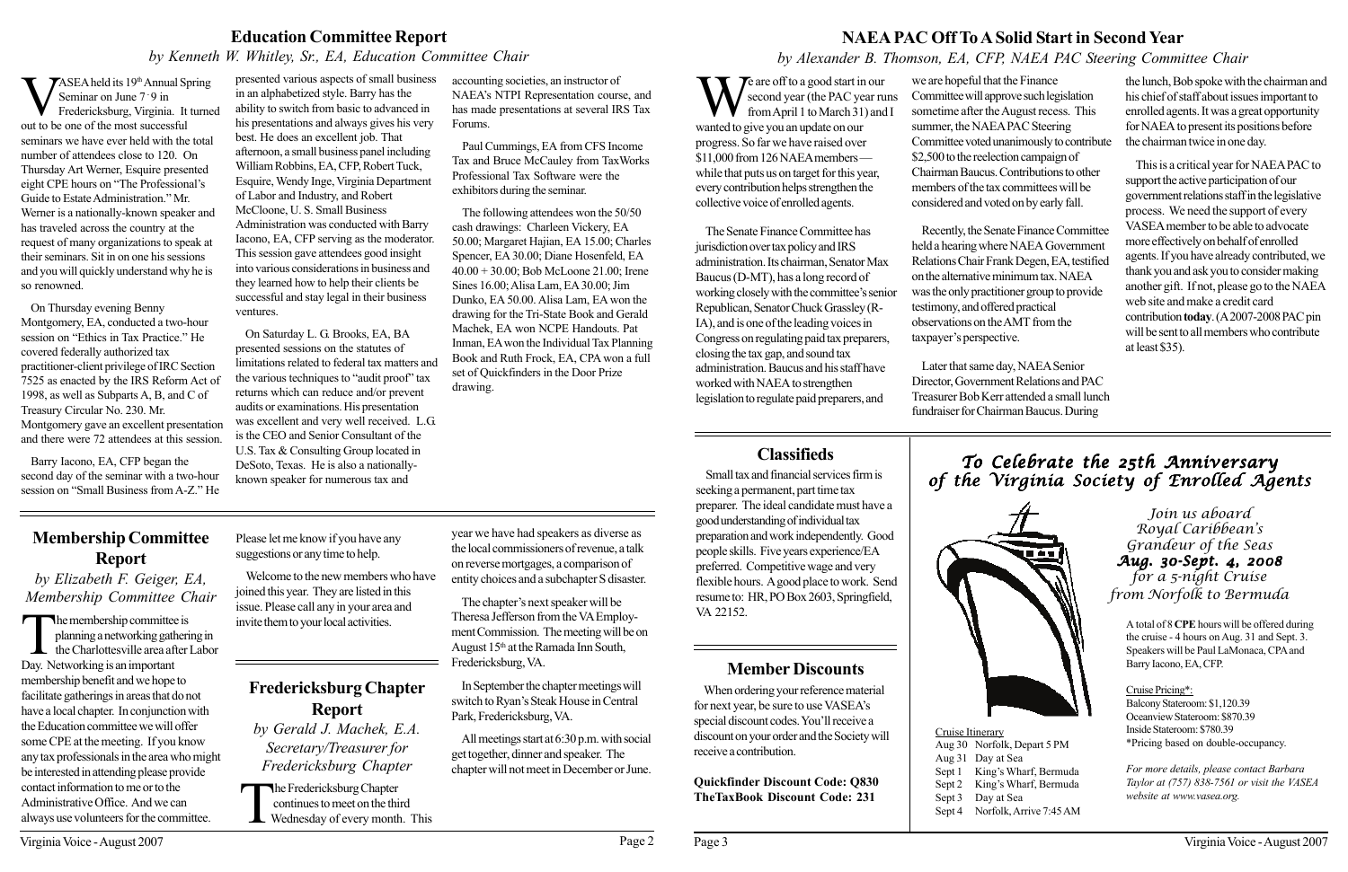## Education Committee Report

*by Kenneth W. Whitley, Sr., EA, Education Committee Chair*

VASEA held its 19th Annual Spring Seminar on June 7-9 in Fredericksburg, Virginia. It turned out to be one of the most successful seminars we have ever held with the total number of attendees close to 120. On Thursday Art Werner, Esquire presented eight CPE hours on "The Professional's Guide to Estate Administration." Mr. Werner is a nationally-known speaker and has traveled across the country at the request of many organizations to speak at their seminars. Sit in on one his sessions and you will quickly understand why he is so renowned.

On Thursday evening Benny Montgomery, EA, conducted a two-hour session on "Ethics in Tax Practice." He covered federally authorized tax practitioner-client privilege of IRC Section 7525 as enacted by the IRS Reform Act of 1998, as well as Subparts A, B, and C of Treasury Circular No. 230. Mr. Montgomery gave an excellent presentation and there were 72 attendees at this session.

Barry Iacono, EA, CFP began the second day of the seminar with a two-hour session on "Small Business from A-Z." He presented various aspects of small business in an alphabetized style. Barry has the ability to switch from basic to advanced in his presentations and always gives his very best. He does an excellent job. That afternoon, a small business panel including William Robbins, EA, CFP, Robert Tuck, Esquire, Wendy Inge, Virginia Department of Labor and Industry, and Robert McCloone, U. S. Small Business Administration was conducted with Barry Iacono, EA, CFP serving as the moderator. This session gave attendees good insight into various considerations in business and they learned how to help their clients be successful and stay legal in their business ventures.

On Saturday L. G. Brooks, EA, BA presented sessions on the statutes of limitations related to federal tax matters and the various techniques to "audit proof" tax returns which can reduce and/or prevent audits or examinations. His presentation was excellent and very well received. L.G. is the CEO and Senior Consultant of the U.S. Tax & Consulting Group located in DeSoto, Texas. He is also a nationally-known speaker for numerous tax and accounting societies, an instructor of NAEA's NTPI Representation course, and has made presentations at several IRS Tax Forums.

Paul Cummings, EA from CFS Income Tax and Bruce McCauley from TaxWorks Professional Tax Software were the exhibitors during the seminar.

The following attendees won the 50/50 cash drawings: Charleen Vickery, EA 50.00; Margaret Hajian, EA 15.00; Charles Spencer, EA 30.00; Diane Hosenfeld, EA 40.00 + 30.00; Bob McLoone 21.00; Irene Sines 16.00; Alisa Lam, EA 30.00; Jim Dunko, EA 50.00. Alisa Lam, EA won the drawing for the Tri-State Book and Gerald Machek, EA won NCPE Handouts. Pat Inman, EA won the Individual Tax Planning Book and Ruth Frock, EA, CPA won a full set of Quickfinders in the Door Prize drawing.

## Membership Committee Report

*by Elizabeth F. Geiger, EA, Membership Committee Chair*

The membership committee is planning a networking gathering in the Charlottesville area after Labor Day. Networking is an important membership benefit and we hope to facilitate gatherings in areas that do not have a local chapter. In conjunction with the Education committee we will offer some CPE at the meeting. If you know any tax professionals in the area who might be interested in attending please provide contact information to me or to the Administrative Office. And we can always use volunteers for the committee. Please let me know if you have any suggestions or any time to help.

Welcome to the new members who have joined this year. They are listed in this issue. Please call any in your area and invite them to your local activities.

## Fredericksburg Chapter Report

*by Gerald J. Machek, E.A. Secretary/Treasurer for Fredericksburg Chapter*

The Fredericksburg Chapter continues to meet on the third Wednesday of every month. This year we have had speakers as diverse as the local commissioners of revenue, a talk on reverse mortgages, a comparison of entity choices and a subchapter S disaster.

The chapter's next speaker will be Theresa Jefferson from the VA Employment Commission. The meeting will be on August 15th at the Ramada Inn South, Fredericksburg, VA.

In September the chapter meetings will switch to Ryan's Steak House in Central Park, Fredericksburg, VA.

All meetings start at 6:30 p.m. with social get together, dinner and speaker. The chapter will not meet in December or June.

## NAEA PAC Off To A Solid Start in Second Year

*by Alexander B. Thomson, EA, CFP, NAEA PAC Steering Committee Chair*

We are off to a good start in our second year (the PAC year runs from April 1 to March 31) and I wanted to give you an update on our progress. So far we have raised over $11,000 from 126 NAEA members — while that puts us on target for this year, every contribution helps strengthen the collective voice of enrolled agents.

The Senate Finance Committee has jurisdiction over tax policy and IRS administration. Its chairman, Senator Max Baucus (D-MT), has a long record of working closely with the committee's senior Republican, Senator Chuck Grassley (R-IA), and is one of the leading voices in Congress on regulating paid tax preparers, closing the tax gap, and sound tax administration. Baucus and his staff have worked with NAEA to strengthen legislation to regulate paid preparers, and we are hopeful that the Finance Committee will approve such legislation sometime after the August recess. This summer, the NAEA PAC Steering Committee voted unanimously to contribute $2,500 to the reelection campaign of Chairman Baucus. Contributions to other members of the tax committees will be considered and voted on by early fall.

Recently, the Senate Finance Committee held a hearing where NAEA Government Relations Chair Frank Degen, EA, testified on the alternative minimum tax. NAEA was the only practitioner group to provide testimony, and offered practical observations on the AMT from the taxpayer's perspective.

Later that same day, NAEA Senior Director, Government Relations and PAC Treasurer Bob Kerr attended a small lunch fundraiser for Chairman Baucus. During the lunch, Bob spoke with the chairman and his chief of staff about issues important to enrolled agents. It was a great opportunity for NAEA to present its positions before the chairman twice in one day.

This is a critical year for NAEA PAC to support the active participation of our government relations staff in the legislative process. We need the support of every VASEA member to be able to advocate more effectively on behalf of enrolled agents. If you have already contributed, we thank you and ask you to consider making another gift. If not, please go to the NAEA web site and make a credit card contribution **today**. (A 2007-2008 PAC pin will be sent to all members who contribute at least $35).

## Classifieds

Small tax and financial services firm is seeking a permanent, part time tax preparer. The ideal candidate must have a good understanding of individual tax preparation and work independently. Good people skills. Five years experience/EA preferred. Competitive wage and very flexible hours. A good place to work. Send resume to: HR, PO Box 2603, Springfield, VA 22152.

## Member Discounts

When ordering your reference material for next year, be sure to use VASEA's special discount codes. You'll receive a discount on your order and the Society will receive a contribution.

**Quickfinder Discount Code: Q830**
**TheTaxBook Discount Code: 231**

## *To Celebrate the 25th Anniversary of the Virginia Society of Enrolled Agents*

*Join us aboard Royal Caribbean's Grandeur of the Seas*
***Aug. 30-Sept. 4, 2008***
*for a 5-night Cruise from Norfolk to Bermuda*

A total of 8 **CPE** hours will be offered during the cruise - 4 hours on Aug. 31 and Sept. 3. Speakers will be Paul LaMonaca, CPA and Barry Iacono, EA, CFP.

Cruise Pricing*:
Balcony Stateroom: $1,120.39
Oceanview Stateroom: $870.39
Inside Stateroom: $780.39
*Pricing based on double-occupancy.

*For more details, please contact Barbara Taylor at (757) 838-7561 or visit the VASEA website at www.vasea.org.*

Cruise Itinerary

| | |
|---|---|
| Aug 30 | Norfolk, Depart 5 PM |
| Aug 31 | Day at Sea |
| Sept 1 | King's Wharf, Bermuda |
| Sept 2 | King's Wharf, Bermuda |
| Sept 3 | Day at Sea |
| Sept 4 | Norfolk, Arrive 7:45 AM |